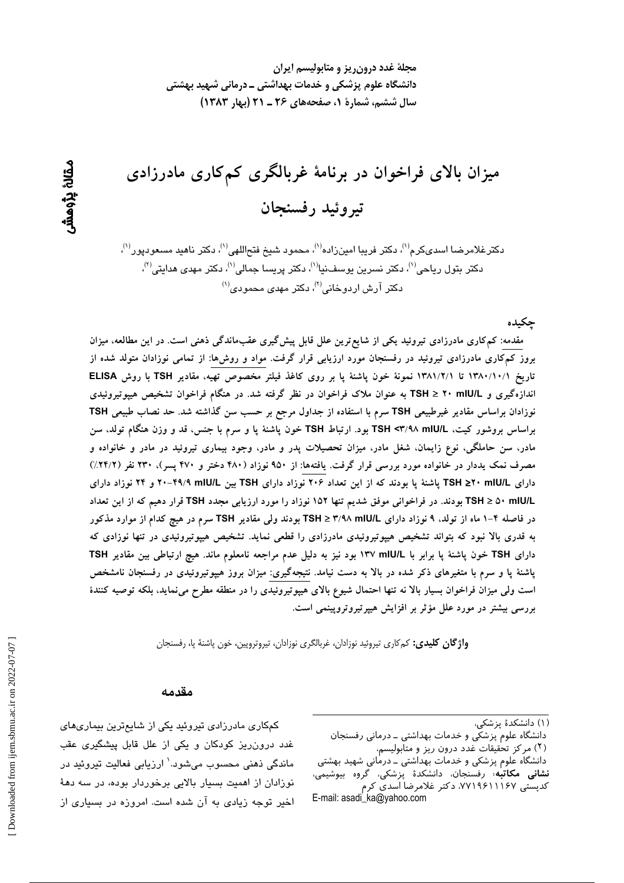مجلهٔ غدد درون‌ریز و متابولیسم ایران
دانشگاه علوم پزشکی و خدمات بهداشتی ـ درمانی شهید بهشتی
سال ششم، شمارهٔ ۱، صفحه‌های ۲۶ ـ ۲۱ (بهار ۱۳۸۳)

مقالهٔ پژوهشی

# میزان بالای فراخوان در برنامهٔ غربالگری کم‌کاری مادرزادی تیروئید رفسنجان

دکترغلامرضا اسدی‌کرم[۱]، دکتر فریبا امین‌زاده[۱]، محمود شیخ فتح‌اللهی[۱]، دکتر ناهید مسعودپور[۱]، دکتر بتول ریاحی[۱]، دکتر نسرین یوسف‌نیا[۱]، دکتر پریسا جمالی[۱]، دکتر مهدی هدایتی[۲]، دکتر آرش اردوخانی[۲]، دکتر مهدی محمودی[۱]

## چکیده

مقدمه: کم‌کاری مادرزادی تیروئید یکی از شایع‌ترین علل قابل پیش‌گیری عقب‌ماندگی ذهنی است. در این مطالعه، میزان بروز کم‌کاری مادرزادی تیروئید در رفسنجان مورد ارزیابی قرار گرفت. مواد و روش‌ها: از تمامی نوزادان متولد شده از تاریخ ۱۳۸۰/۱۰/۱ تا ۱۳۸۱/۲/۱ نمونهٔ خون پاشنهٔ پا بر روی کاغذ فیلتر مخصوص تهیه، مقادیر TSH با روش ELISA اندازه‌گیری و TSH ≥ ۲۰ mIU/L به عنوان ملاک فراخوان در نظر گرفته شد. در هنگام فراخوان تشخیص هیپوتیروئیدی نوزادان براساس مقادیر غیرطبیعی TSH سرم با استفاده از جداول مرجع بر حسب سن گذاشته شد. حد نصاب طبیعی TSH براساس بروشور کیت، TSH <۳/۹۸ mIU/L بود. ارتباط TSH خون پاشنهٔ پا و سرم با جنس، قد و وزن هنگام تولد، سن مادر، سن حاملگی، نوع زایمان، شغل مادر، میزان تحصیلات پدر و مادر، وجود بیماری تیروئید در مادر و خانواده و مصرف نمک یددار در خانواده مورد بررسی قرار گرفت. یافته‌ها: از ۹۵۰ نوزاد (۴۸۰ دختر و ۴۷۰ پسر)، ۲۳۰ نفر (۲۴/۲٪) دارای TSH ≥۲۰ mIU/L پاشنهٔ پا بودند که از این تعداد ۲۰۶ نوزاد دارای TSH بین ۲۰-۴۹/۹ mIU/L و ۲۴ نوزاد دارای TSH ≥ ۵۰ mIU/L بودند. در فراخوانی موفق شدیم تنها ۱۵۲ نوزاد را مورد ارزیابی مجدد TSH قرار دهیم که از این تعداد در فاصله ۴-۱ ماه از تولد، ۹ نوزاد دارای TSH ≥ ۳/۹۸ mIU/L بودند ولی مقادیر TSH سرم در هیچ کدام از موارد مذکور به قدری بالا نبود که بتواند تشخیص هیپوتیروئیدی مادرزادی را قطعی نماید. تشخیص هیپوتیروئیدی در تنها نوزادی که دارای TSH خون پاشنهٔ پا برابر با ۱۳۷ mIU/L بود نیز به دلیل عدم مراجعه نامعلوم ماند. هیچ ارتباطی بین مقادیر TSH پاشنهٔ پا و سرم با متغیرهای ذکر شده در بالا به دست نیامد. نتیجه‌گیری: میزان بروز هیپوتیروئیدی در رفسنجان نامشخص است ولی میزان فراخوان بسیار بالا نه تنها احتمال شیوع بالای هیپوتیروئیدی را در منطقه مطرح می‌نماید، بلکه توصیه کنندهٔ بررسی بیشتر در مورد علل مؤثر بر افزایش هیپرتیروتروپینمی است.

**واژگان کلیدی:** کم‌کاری تیروئید نوزادان، غربالگری نوزادان، تیروتروپین، خون پاشنهٔ پا، رفسنجان

## مقدمه

کم‌کاری مادرزادی تیروئید یکی از شایع‌ترین بیماری‌های غدد درون‌ریز کودکان و یکی از علل قابل پیشگیری عقب ماندگی ذهنی محسوب می‌شود.[۱] ارزیابی فعالیت تیروئید در نوزادان از اهمیت بسیار بالایی برخوردار بوده، در سه دههٔ اخیر توجه زیادی به آن شده است. امروزه در بسیاری از

---

(۱) دانشکدهٔ پزشکی، دانشگاه علوم پزشکی و خدمات بهداشتی ـ درمانی رفسنجان
(۲) مرکز تحقیقات غدد درون ریز و متابولیسم، دانشگاه علوم پزشکی و خدمات بهداشتی ـ درمانی شهید بهشتی
**نشانی مکاتبه**: رفسنجان، دانشکدهٔ پزشکی، گروه بیوشیمی، کدپستی ۷۷۱۹۶۱۱۱۶۷، دکتر غلامرضا اسدی کرم
E-mail: asadi_ka@yahoo.com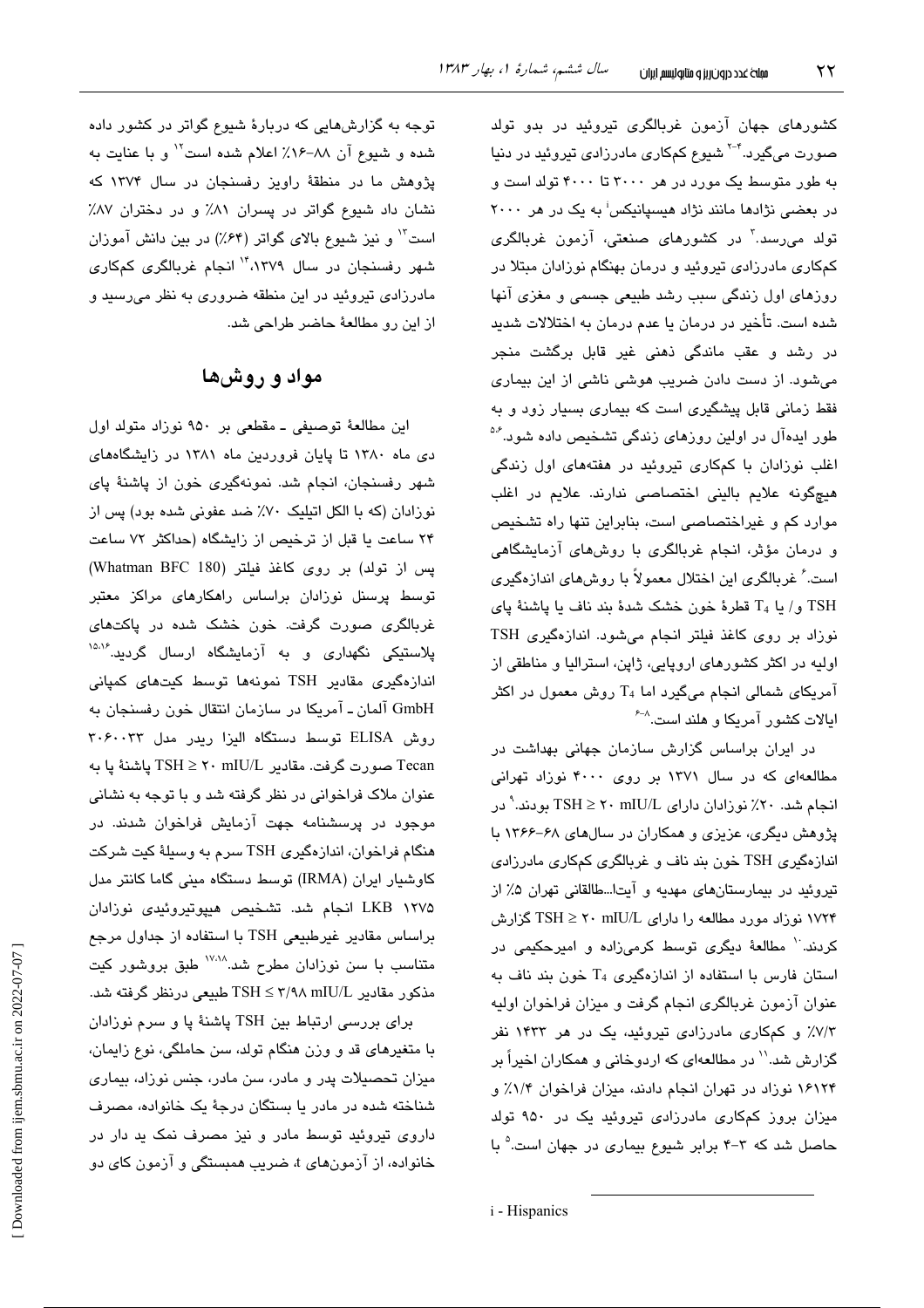کشورهای جهان آزمون غربالگری تیروئید در بدو تولد صورت می‌گیرد.[۲-۴] شیوع کم‌کاری مادرزادی تیروئید در دنیا به طور متوسط یک مورد در هر ۳۰۰۰ تا ۴۰۰۰ تولد است و در بعضی نژادها مانند نژاد هیسپانیکس[i] به یک در هر ۲۰۰۰ تولد می‌رسد.[۲] در کشورهای صنعتی، آزمون غربالگری کم‌کاری مادرزادی تیروئید و درمان بهنگام نوزادان مبتلا در روزهای اول زندگی سبب رشد طبیعی جسمی و مغزی آنها شده است. تأخیر در درمان یا عدم درمان به اختلالات شدید در رشد و عقب ماندگی ذهنی غیر قابل برگشت منجر می‌شود. از دست دادن ضریب هوشی ناشی از این بیماری فقط زمانی قابل پیشگیری است که بیماری بسیار زود و به طور ایده‌آل در اولین روزهای زندگی تشخیص داده شود.[۵،۶] اغلب نوزادان با کم‌کاری تیروئید در هفته‌های اول زندگی هیچ‌گونه علایم بالینی اختصاصی ندارند. علایم در اغلب موارد کم و غیراختصاصی است، بنابراین تنها راه تشخیص و درمان مؤثر، انجام غربالگری با روش‌های آزمایشگاهی است.[۶] غربالگری این اختلال معمولاً با روش‌های اندازه‌گیری TSH و/ یا $T_4$ قطرهٔ خون خشک شدهٔ بند ناف یا پاشنهٔ پای نوزاد بر روی کاغذ فیلتر انجام می‌شود. اندازه‌گیری TSH اولیه در اکثر کشورهای اروپایی، ژاپن، استرالیا و مناطقی از آمریکای شمالی انجام می‌گیرد اما $T_4$ روش معمول در اکثر ایالات کشور آمریکا و هلند است.[۶-۸]

در ایران براساس گزارش سازمان جهانی بهداشت در مطالعه‌ای که در سال ۱۳۷۱ بر روی ۴۰۰۰ نوزاد تهرانی انجام شد. ۲۰٪ نوزادان دارای TSH ≥ ۲۰ mIU/L بودند.[۹] در پژوهش دیگری، عزیزی و همکاران در سال‌های ۶۸-۱۳۶۶ با اندازه‌گیری TSH خون بند ناف و غربالگری کم‌کاری مادرزادی تیروئید در بیمارستان‌های مهدیه و آیت‌ا...طالقانی تهران ۵٪ از ۱۷۲۴ نوزاد مورد مطالعه را دارای TSH ≥ ۲۰ mIU/L گزارش کردند.[۱۰] مطالعهٔ دیگری توسط کرمی‌زاده و امیرحکیمی در استان فارس با استفاده از اندازه‌گیری $T_4$ خون بند ناف به عنوان آزمون غربالگری انجام گرفت و میزان فراخوان اولیه ۷/۳٪ و کم‌کاری مادرزادی تیروئید، یک در هر ۱۴۳۳ نفر گزارش شد.[۱۱] در مطالعه‌ای که اردوخانی و همکاران اخیراً بر ۱۶۱۲۴ نوزاد در تهران انجام دادند، میزان فراخوان ۱/۴٪ و میزان بروز کم‌کاری مادرزادی تیروئید یک در ۹۵۰ تولد حاصل شد که ۳-۴ برابر شیوع بیماری در جهان است.[۵] با توجه به گزارش‌هایی که دربارهٔ شیوع گواتر در کشور داده شده و شیوع آن ۸۸-۱۶٪ اعلام شده است[۱۲] و با عنایت به پژوهش ما در منطقهٔ راویز رفسنجان در سال ۱۳۷۴ که نشان داد شیوع گواتر در پسران ۸۱٪ و در دختران ۸۷٪ است[۱۳] و نیز شیوع بالای گواتر (۶۴٪) در بین دانش آموزان شهر رفسنجان در سال ۱۳۷۹،[۱۴] انجام غربالگری کم‌کاری مادرزادی تیروئید در این منطقه ضروری به نظر می‌رسید و از این رو مطالعهٔ حاضر طراحی شد.

## مواد و روش‌ها

این مطالعهٔ توصیفی ـ مقطعی بر ۹۵۰ نوزاد متولد اول دی ماه ۱۳۸۰ تا پایان فروردین ماه ۱۳۸۱ در زایشگاه‌های شهر رفسنجان، انجام شد. نمونه‌گیری خون از پاشنهٔ پای نوزادان (که با الکل اتیلیک ۷۰٪ ضد عفونی شده بود) پس از ۲۴ ساعت یا قبل از ترخیص از زایشگاه (حداکثر ۷۲ ساعت پس از تولد) بر روی کاغذ فیلتر (Whatman BFC 180) توسط پرسنل نوزادان براساس راهکارهای مراکز معتبر غربالگری صورت گرفت. خون خشک شده در پاکت‌های پلاستیکی نگهداری و به آزمایشگاه ارسال گردید.[۱۵،۱۶] اندازه‌گیری مقادیر TSH نمونه‌ها توسط کیت‌های کمپانی GmbH آلمان ـ آمریکا در سازمان انتقال خون رفسنجان به روش ELISA توسط دستگاه الیزا ریدر مدل ۳۰۶۰۰۳۳ Tecan صورت گرفت. مقادیر TSH ≥ ۲۰ mIU/L پاشنهٔ پا به عنوان ملاک فراخوانی در نظر گرفته شد و با توجه به نشانی موجود در پرسشنامه جهت آزمایش فراخوان شدند. در هنگام فراخوان، اندازه‌گیری TSH سرم به وسیلهٔ کیت شرکت کاوشیار ایران (IRMA) توسط دستگاه مینی گاما کانتر مدل LKB ۱۲۷۵ انجام شد. تشخیص هیپوتیروئیدی نوزادان براساس مقادیر غیرطبیعی TSH با استفاده از جداول مرجع متناسب با سن نوزادان مطرح شد.[۱۷،۱۸] طبق بروشور کیت مذکور مقادیر TSH ≤ ۳/۹۸ mIU/L طبیعی درنظر گرفته شد.

برای بررسی ارتباط بین TSH پاشنهٔ پا و سرم نوزادان با متغیرهای قد و وزن هنگام تولد، سن حاملگی، نوع زایمان، میزان تحصیلات پدر و مادر، سن مادر، جنس نوزاد، بیماری شناخته شده در مادر یا بستگان درجهٔ یک خانواده، مصرف داروی تیروئید توسط مادر و نیز مصرف نمک ید دار در خانواده، از آزمون‌های t، ضریب همبستگی و آزمون کای دو

i - Hispanics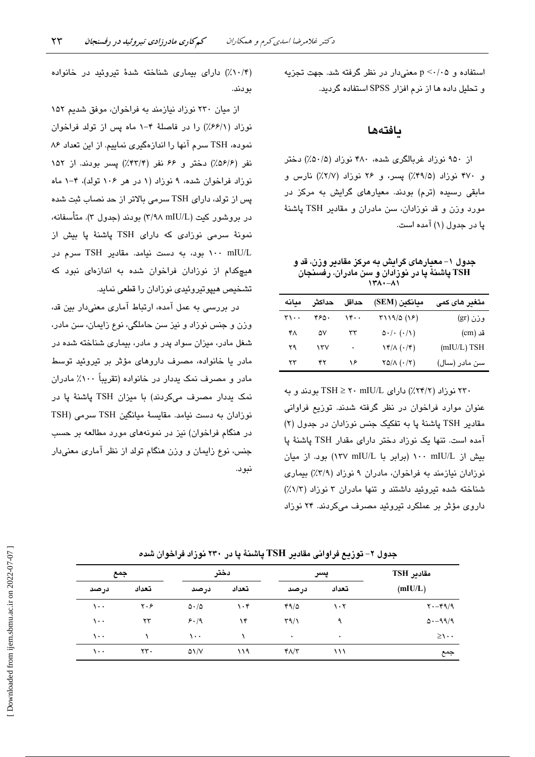استفاده و p <۰/۰۵ معنی‌دار در نظر گرفته شد. جهت تجزیه و تحلیل داده ها از نرم افزار SPSS استفاده گردید.

## یافته‌ها

از ۹۵۰ نوزاد غربالگری شده، ۴۸۰ نوزاد (۵۰/۵٪) دختر و ۴۷۰ نوزاد (۴۹/۵٪) پسر، و ۲۶ نوزاد (۲/۷٪) نارس و مابقی رسیده (ترم) بودند. معیارهای گرایش به مرکز در مورد وزن و قد نوزادان، سن مادران و مقادیر TSH پاشنهٔ پا در جدول (۱) آمده است.

**جدول ۱- معیارهای گرایش به مرکز مقادیر وزن، قد و TSH پاشنهٔ پا در نوزادان و سن مادران، رفسنجان ۸۱-۱۳۸۰**

| متغیر های کمی | میانگین (SEM) | حداقل | حداکثر | میانه |
|---|---|---|---|---|
| وزن (gr) | ۳۱۱۹/۵ (۱۶) | ۱۴۰۰ | ۴۶۵۰ | ۳۱۰۰ |
| قد (cm) | ۵۰/۰ (۰/۱) | ۳۳ | ۵۷ | ۴۸ |
| TSH (mIU/L) | ۱۴/۸ (۰/۴) | ۰ | ۱۳۷ | ۲۹ |
| سن مادر (سال) | ۲۵/۸ (۰/۲) | ۱۶ | ۴۲ | ۲۳ |

۲۳۰ نوزاد (۲۴/۲٪) دارای TSH ≥ ۲۰ mIU/L بودند و به عنوان موارد فراخوان در نظر گرفته شدند. توزیع فراوانی مقادیر TSH پاشنهٔ پا به تفکیک جنس نوزادان در جدول (۲) آمده است. تنها یک نوزاد دختر دارای مقدار TSH پاشنهٔ پا بیش از ۱۰۰ mIU/L (برابر با ۱۳۷ mIU/L) بود. از میان نوزادان نیازمند به فراخوان، مادران ۹ نوزاد (۳/۹٪) بیماری شناخته شده تیروئید داشتند و تنها مادران ۳ نوزاد (۱/۳٪) داروی مؤثر بر عملکرد تیروئید مصرف می‌کردند. ۲۴ نوزاد (۱۰/۴٪) دارای بیماری شناخته شدهٔ تیروئید در خانواده بودند.

از میان ۲۳۰ نوزاد نیازمند به فراخوان، موفق شدیم ۱۵۲ نوزاد (۶۶/۱٪) را در فاصلهٔ ۴-۱ ماه پس از تولد فراخوان نموده، TSH سرم آنها را اندازه‌گیری نماییم. از این تعداد ۸۶ نفر (۵۶/۶٪) دختر و ۶۶ نفر (۴۳/۴٪) پسر بودند. از ۱۵۲ نوزاد فراخوان شده، ۹ نوزاد (۱ در هر ۱۰۶ تولد)، ۴-۱ ماه پس از تولد، دارای TSH سرمی بالاتر از حد نصاب ثبت شده در بروشور کیت (۳/۹۸ mIU/L) بودند (جدول ۳). متأسفانه، نمونهٔ سرمی نوزادی که دارای TSH پاشنهٔ پا بیش از ۱۰۰ mIU/L بود، به دست نیامد. مقادیر TSH سرم در هیچ‌کدام از نوزادان فراخوان شده به اندازه‌ای نبود که تشخیص هیپوتیروئیدی نوزادان را قطعی نماید.

در بررسی به عمل آمده، ارتباط آماری معنی‌دار بین قد، وزن و جنس نوزاد و نیز سن حاملگی، نوع زایمان، سن مادر، شغل مادر، میزان سواد پدر و مادر، بیماری شناخته شده در مادر یا خانواده، مصرف داروهای مؤثر بر تیروئید توسط مادر و مصرف نمک یددار در خانواده (تقریباً ۱۰۰٪ مادران نمک یددار مصرف می‌کردند) با میزان TSH پاشنهٔ پا در نوزادان به دست نیامد. مقایسهٔ میانگین TSH سرمی (TSH در هنگام فراخوان) نیز در نمونه‌های مورد مطالعه بر حسب جنس، نوع زایمان و وزن هنگام تولد از نظر آماری معنی‌دار نبود.

**جدول ۲- توزیع فراوانی مقادیر TSH پاشنهٔ پا در ۲۳۰ نوزاد فراخوان شده**

| مقادیر TSH (mIU/L) | پسر | | دختر | | جمع | |
|---|---|---|---|---|---|---|
| | تعداد | درصد | تعداد | درصد | تعداد | درصد |
| ۴۹/۹-۲۰ | ۱۰۲ | ۴۹/۵ | ۱۰۴ | ۵۰/۵ | ۲۰۶ | ۱۰۰ |
| ۹۹/۹-۵۰ | ۹ | ۳۹/۱ | ۱۴ | ۶۰/۹ | ۲۳ | ۱۰۰ |
| ≥۱۰۰ | ۰ | ۰ | ۱ | ۱۰۰ | ۱ | ۱۰۰ |
| جمع | ۱۱۱ | ۴۸/۳ | ۱۱۹ | ۵۱/۷ | ۲۳۰ | ۱۰۰ |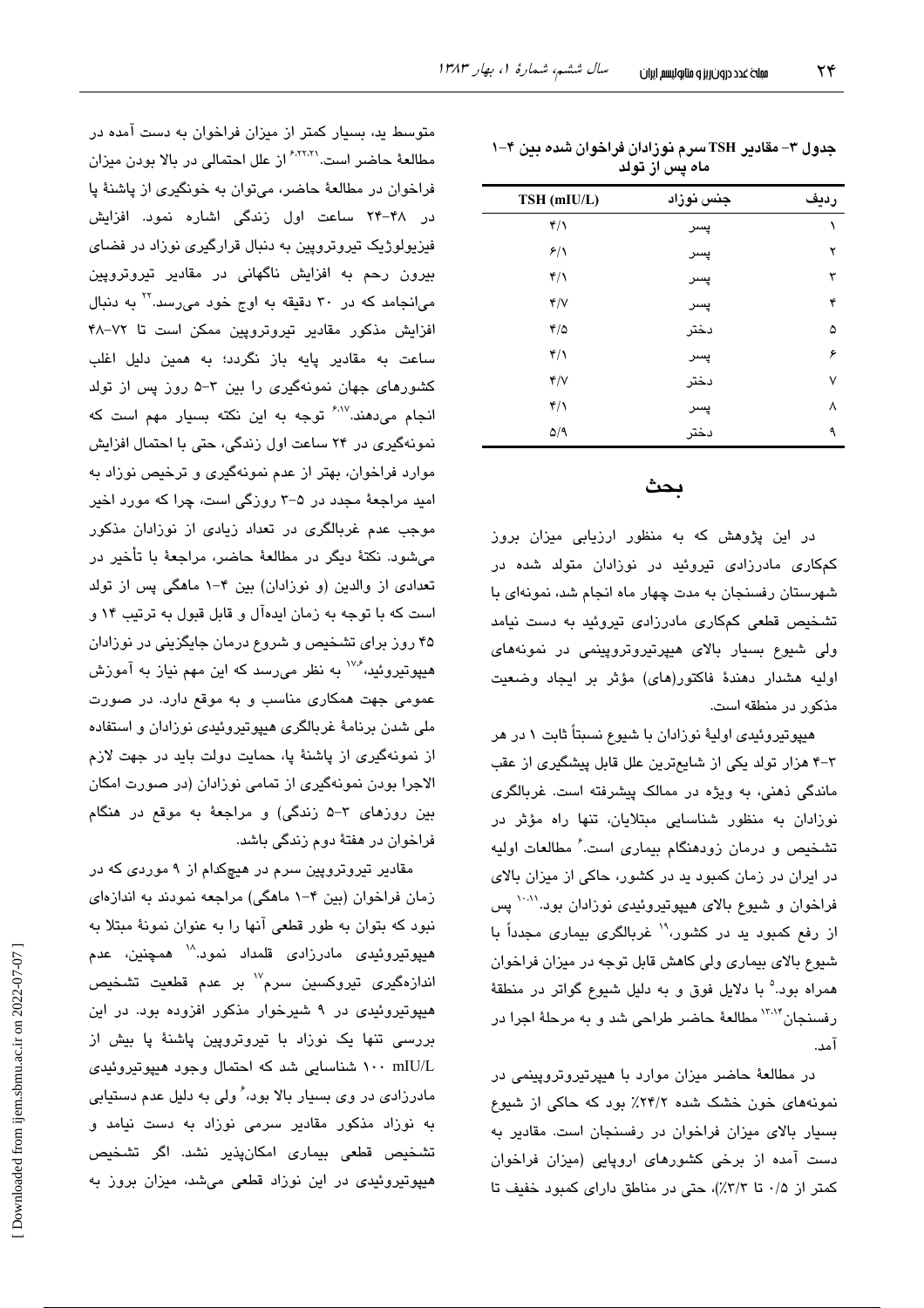جدول ۳- مقادیر TSH سرم نوزادان فراخوان شده بین ۴-۱ ماه پس از تولد

| ردیف | جنس نوزاد | TSH (mIU/L) |
|---|---|---|
| ۱ | پسر | ۴/۱ |
| ۲ | پسر | ۶/۱ |
| ۳ | پسر | ۴/۱ |
| ۴ | پسر | ۴/۷ |
| ۵ | دختر | ۴/۵ |
| ۶ | پسر | ۴/۱ |
| ۷ | دختر | ۴/۷ |
| ۸ | پسر | ۴/۱ |
| ۹ | دختر | ۵/۹ |

## بحث

در این پژوهش که به منظور ارزیابی میزان بروز کم‌کاری مادرزادی تیروئید در نوزادان متولد شده در شهرستان رفسنجان به مدت چهار ماه انجام شد، نمونه‌ای با تشخیص قطعی کم‌کاری مادرزادی تیروئید به دست نیامد ولی شیوع بسیار بالای هیپرتیروتروپینمی در نمونه‌های اولیه هشدار دهندهٔ فاکتور(های) مؤثر بر ایجاد وضعیت مذکور در منطقه است.

هیپوتیروئیدی اولیهٔ نوزادان با شیوع نسبتاً ثابت ۱ در هر ۴-۳ هزار تولد یکی از شایع‌ترین علل قابل پیشگیری از عقب ماندگی ذهنی، به ویژه در ممالک پیشرفته است. غربالگری نوزادان به منظور شناسایی مبتلایان، تنها راه مؤثر در تشخیص و درمان زودهنگام بیماری است.[۶] مطالعات اولیه در ایران در زمان کمبود ید در کشور، حاکی از میزان بالای فراخوان و شیوع بالای هیپوتیروئیدی نوزادان بود.[۱۰،۱۱] پس از رفع کمبود ید در کشور،[۱۹] غربالگری بیماری مجدداً با شیوع بالای بیماری ولی کاهش قابل توجه در میزان فراخوان همراه بود.[۵] با دلایل فوق و به دلیل شیوع گواتر در منطقهٔ رفسنجان[۱۳،۱۴] مطالعهٔ حاضر طراحی شد و به مرحلهٔ اجرا در آمد.

در مطالعهٔ حاضر میزان موارد با هیپرتیروتروپینمی در نمونه‌های خون خشک شده ۲۴/۲٪ بود که حاکی از شیوع بسیار بالای میزان فراخوان در رفسنجان است. مقادیر به دست آمده از برخی کشورهای اروپایی (میزان فراخوان کمتر از ۰/۵ تا ۳/۳٪)، حتی در مناطق دارای کمبود خفیف تا متوسط ید، بسیار کمتر از میزان فراخوان به دست آمده در مطالعهٔ حاضر است.[۶،۲۲،۲۱] از علل احتمالی در بالا بودن میزان فراخوان در مطالعهٔ حاضر، می‌توان به خونگیری از پاشنهٔ پا در ۴۸-۲۴ ساعت اول زندگی اشاره نمود. افزایش فیزیولوژیک تیروتروپین به دنبال قرارگیری نوزاد در فضای بیرون رحم به افزایش ناگهانی در مقادیر تیروتروپین می‌انجامد که در ۳۰ دقیقه به اوج خود می‌رسد.[۲۲] به دنبال افزایش مذکور مقادیر تیروتروپین ممکن است تا ۷۲-۴۸ ساعت به مقادیر پایه باز نگردد؛ به همین دلیل اغلب کشورهای جهان نمونه‌گیری را بین ۳-۵ روز پس از تولد انجام می‌دهند.[۶،۱۷] توجه به این نکته بسیار مهم است که نمونه‌گیری در ۲۴ ساعت اول زندگی، حتی با احتمال افزایش موارد فراخوان، بهتر از عدم نمونه‌گیری و ترخیص نوزاد به امید مراجعهٔ مجدد در ۵-۳ روزگی است، چرا که مورد اخیر موجب عدم غربالگری در تعداد زیادی از نوزادان مذکور می‌شود. نکتهٔ دیگر در مطالعهٔ حاضر، مراجعهٔ با تأخیر در تعدادی از والدین (و نوزادان) بین ۴-۱ ماهگی پس از تولد است که با توجه به زمان ایده‌آل و قابل قبول به ترتیب ۱۴ و ۴۵ روز برای تشخیص و شروع درمان جایگزینی در نوزادان هیپوتیروئید،[۱۷،۶] به نظر می‌رسد که این مهم نیاز به آموزش عمومی جهت همکاری مناسب و به موقع دارد. در صورت ملی شدن برنامهٔ غربالگری هیپوتیروئیدی نوزادان و استفاده از نمونه‌گیری از پاشنهٔ پا، حمایت دولت باید در جهت لازم الاجرا بودن نمونه‌گیری از تمامی نوزادان (در صورت امکان بین روزهای ۳-۵ زندگی) و مراجعهٔ به موقع در هنگام فراخوان در هفتهٔ دوم زندگی باشد.

مقادیر تیروتروپین سرم در هیچکدام از ۹ موردی که در زمان فراخوان (بین ۴-۱ ماهگی) مراجعه نمودند به اندازه‌ای نبود که بتوان به طور قطعی آنها را به عنوان نمونهٔ مبتلا به هیپوتیروئیدی مادرزادی قلمداد نمود.[۱۸] همچنین، عدم اندازه‌گیری تیروکسین سرم[۱۷] بر عدم قطعیت تشخیص هیپوتیروئیدی در ۹ شیرخوار مذکور افزوده بود. در این بررسی تنها یک نوزاد با تیروتروپین پاشنهٔ پا بیش از ۱۰۰ mIU/L شناسایی شد که احتمال وجود هیپوتیروئیدی مادرزادی در وی بسیار بالا بود،[۶] ولی به دلیل عدم دستیابی به نوزاد مذکور مقادیر سرمی نوزاد به دست نیامد و تشخیص قطعی بیماری امکان‌پذیر نشد. اگر تشخیص هیپوتیروئیدی در این نوزاد قطعی می‌شد، میزان بروز به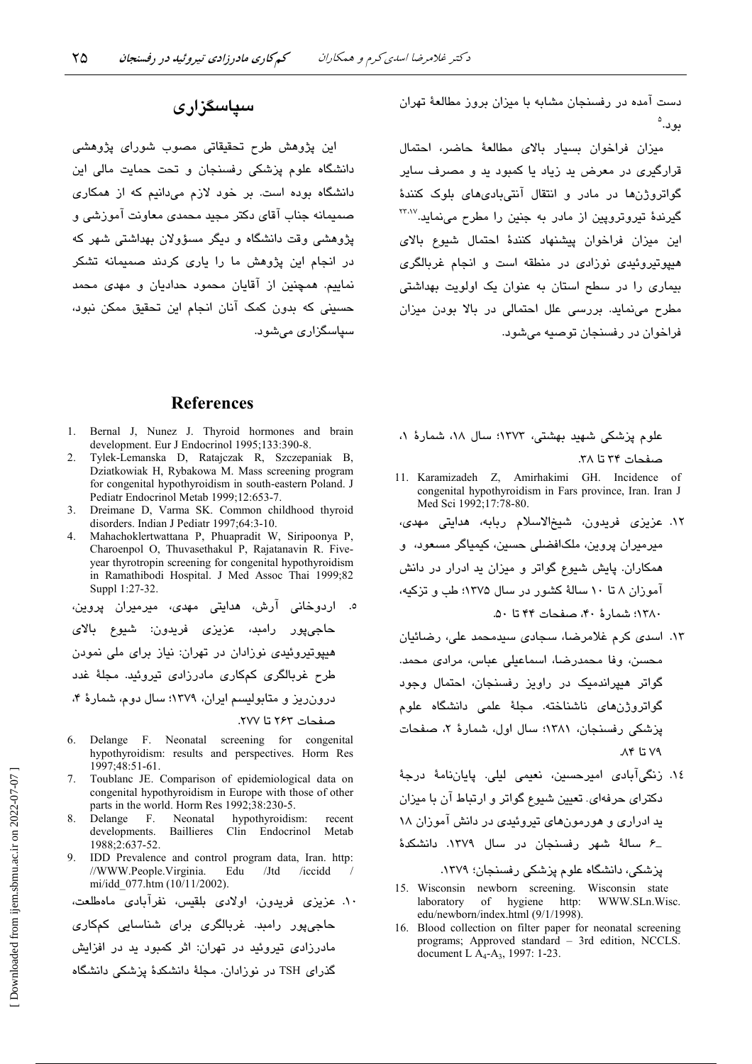دست آمده در رفسنجان مشابه با میزان بروز مطالعهٔ تهران بود.[5]

میزان فراخوان بسیار بالای مطالعهٔ حاضر، احتمال قرارگیری در معرض ید زیاد یا کمبود ید و مصرف سایر گواتروژن‌ها در مادر و انتقال آنتی‌بادی‌های بلوک کنندهٔ گیرندهٔ تیروتروپین از مادر به جنین را مطرح می‌نماید.[17،23] این میزان فراخوان پیشنهاد کنندهٔ احتمال شیوع بالای هیپوتیروئیدی نوزادی در منطقه است و انجام غربالگری بیماری را در سطح استان به عنوان یک اولویت بهداشتی مطرح می‌نماید. بررسی علل احتمالی در بالا بودن میزان فراخوان در رفسنجان توصیه می‌شود.

## سپاسگزاری

این پژوهش طرح تحقیقاتی مصوب شورای پژوهشی دانشگاه علوم پزشکی رفسنجان و تحت حمایت مالی این دانشگاه بوده است. بر خود لازم می‌دانیم که از همکاری صمیمانه جناب آقای دکتر مجید محمدی معاونت آموزشی و پژوهشی وقت دانشگاه و دیگر مسؤولان بهداشتی شهر که در انجام این پژوهش ما را یاری کردند صمیمانه تشکر نماییم. همچنین از آقایان محمود حدادیان و مهدی محمد حسینی که بدون کمک آنان انجام این تحقیق ممکن نبود، سپاسگزاری می‌شود.

## References

1. Bernal J, Nunez J. Thyroid hormones and brain development. Eur J Endocrinol 1995;133:390-8.
2. Tylek-Lemanska D, Ratajczak R, Szczepaniak B, Dziatkowiak H, Rybakowa M. Mass screening program for congenital hypothyroidism in south-eastern Poland. J Pediatr Endocrinol Metab 1999;12:653-7.
3. Dreimane D, Varma SK. Common childhood thyroid disorders. Indian J Pediatr 1997;64:3-10.
4. Mahachoklertwattana P, Phuapradit W, Siripoonya P, Charoenpol O, Thuvasethakul P, Rajatanavin R. Five-year thyrotropin screening for congenital hypothyroidism in Ramathibodi Hospital. J Med Assoc Thai 1999;82 Suppl 1:27-32.
5. اردوخانی آرش، هدایتی مهدی، میرمیران پروین، حاجی‌پور رامبد، عزیزی فریدون: شیوع بالای هیپوتیروئیدی نوزادان در تهران: نیاز برای ملی نمودن طرح غربالگری کم‌کاری مادرزادی تیروئید. مجلهٔ غدد درون‌ریز و متابولیسم ایران، ۱۳۷۹؛ سال دوم، شمارهٔ ۴، صفحات ۲۶۳ تا ۲۷۷.
6. Delange F. Neonatal screening for congenital hypothyroidism: results and perspectives. Horm Res 1997;48:51-61.
7. Toublanc JE. Comparison of epidemiological data on congenital hypothyroidism in Europe with those of other parts in the world. Horm Res 1992;38:230-5.
8. Delange F. Neonatal hypothyroidism: recent developments. Baillieres Clin Endocrinol Metab 1988;2:637-52.
9. IDD Prevalence and control program data, Iran. http: //WWW.People.Virginia. Edu /Jtd /iccidd / mi/idd_077.htm (10/11/2002).
10. عزیزی فریدون، اولادی بلقیس، نفرآبادی ماه‌طلعت، حاجی‌پور رامبد. غربالگری برای شناسایی کم‌کاری مادرزادی تیروئید در تهران: اثر کمبود ید در افزایش گذرای TSH در نوزادان. مجلهٔ دانشکدهٔ پزشکی دانشگاه علوم پزشکی شهید بهشتی، ۱۳۷۳؛ سال ۱۸، شمارهٔ ۱، صفحات ۳۴ تا ۳۸.
11. Karamizadeh Z, Amirhakimi GH. Incidence of congenital hypothyroidism in Fars province, Iran. Iran J Med Sci 1992;17:78-80.
12. عزیزی فریدون، شیخ‌الاسلام ربابه، هدایتی مهدی، میرمیران پروین، ملک‌افضلی حسین، کیمیاگر مسعود، و همکاران. پایش شیوع گواتر و میزان ید ادرار در دانش آموزان ۸ تا ۱۰ سالهٔ کشور در سال ۱۳۷۵؛ طب و تزکیه، ۱۳۸۰؛ شمارهٔ ۴۰، صفحات ۴۴ تا ۵۰.
13. اسدی کرم غلامرضا، سجادی سیدمحمد علی، رضائیان محسن، وفا محمدرضا، اسماعیلی عباس، مرادی محمد. گواتر هیپراندمیک در راویز رفسنجان، احتمال وجود گواتروژن‌های ناشناخته. مجلهٔ علمی دانشگاه علوم پزشکی رفسنجان، ۱۳۸۱؛ سال اول، شمارهٔ ۲، صفحات ۷۹ تا ۸۴.
14. زنگی‌آبادی امیرحسین، نعیمی لیلی. پایان‌نامهٔ درجهٔ دکترای حرفه‌ای. تعیین شیوع گواتر و ارتباط آن با میزان ید ادراری و هورمون‌های تیروئیدی در دانش آموزان ۱۸ ـ۶ سالهٔ شهر رفسنجان در سال ۱۳۷۹. دانشکدهٔ پزشکی، دانشگاه علوم پزشکی رفسنجان؛ ۱۳۷۹.
15. Wisconsin newborn screening. Wisconsin state laboratory of hygiene http: WWW.SLn.Wisc. edu/newborn/index.html (9/1/1998).
16. Blood collection on filter paper for neonatal screening programs; Approved standard – 3rd edition, NCCLS. document L $A_4$-$A_3$, 1997: 1-23.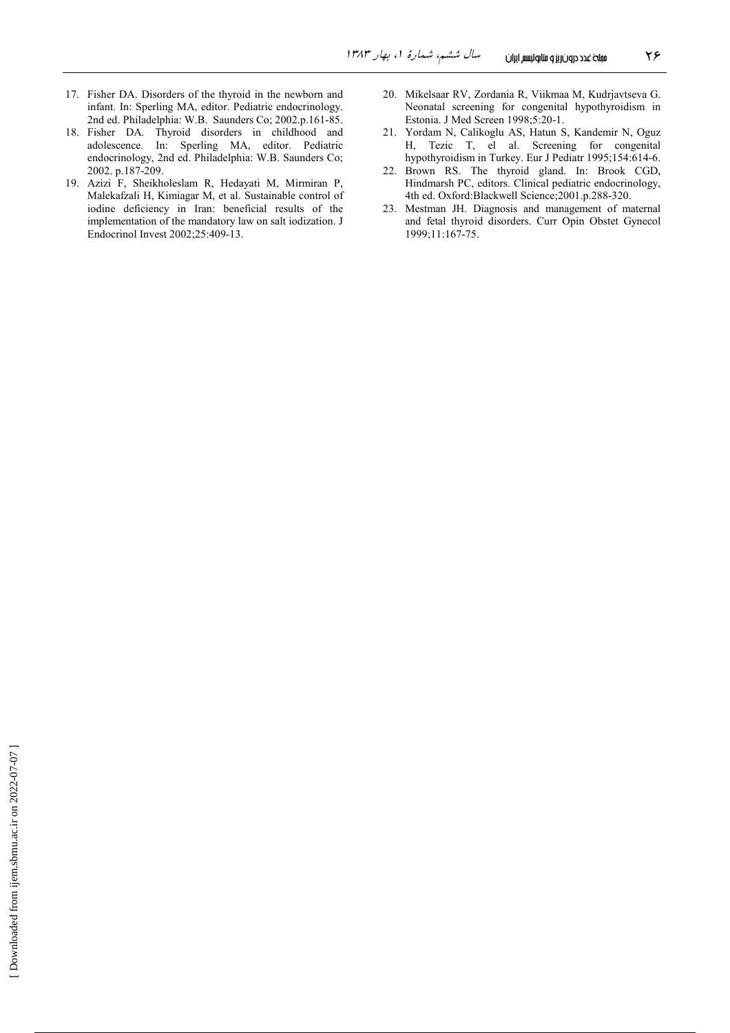17. Fisher DA. Disorders of the thyroid in the newborn and infant. In: Sperling MA, editor. Pediatric endocrinology. 2nd ed. Philadelphia: W.B. Saunders Co; 2002.p.161-85.
18. Fisher DA. Thyroid disorders in childhood and adolescence. In: Sperling MA, editor. Pediatric endocrinology, 2nd ed. Philadelphia: W.B. Saunders Co; 2002. p.187-209.
19. Azizi F, Sheikholeslam R, Hedayati M, Mirmiran P, Malekafzali H, Kimiagar M, et al. Sustainable control of iodine deficiency in Iran: beneficial results of the implementation of the mandatory law on salt iodization. J Endocrinol Invest 2002;25:409-13.
20. Mikelsaar RV, Zordania R, Viikmaa M, Kudrjavtseva G. Neonatal screening for congenital hypothyroidism in Estonia. J Med Screen 1998;5:20-1.
21. Yordam N, Calikoglu AS, Hatun S, Kandemir N, Oguz H, Tezic T, el al. Screening for congenital hypothyroidism in Turkey. Eur J Pediatr 1995;154:614-6.
22. Brown RS. The thyroid gland. In: Brook CGD, Hindmarsh PC, editors. Clinical pediatric endocrinology, 4th ed. Oxford:Blackwell Science;2001.p.288-320.
23. Mestman JH. Diagnosis and management of maternal and fetal thyroid disorders. Curr Opin Obstet Gynecol 1999;11:167-75.